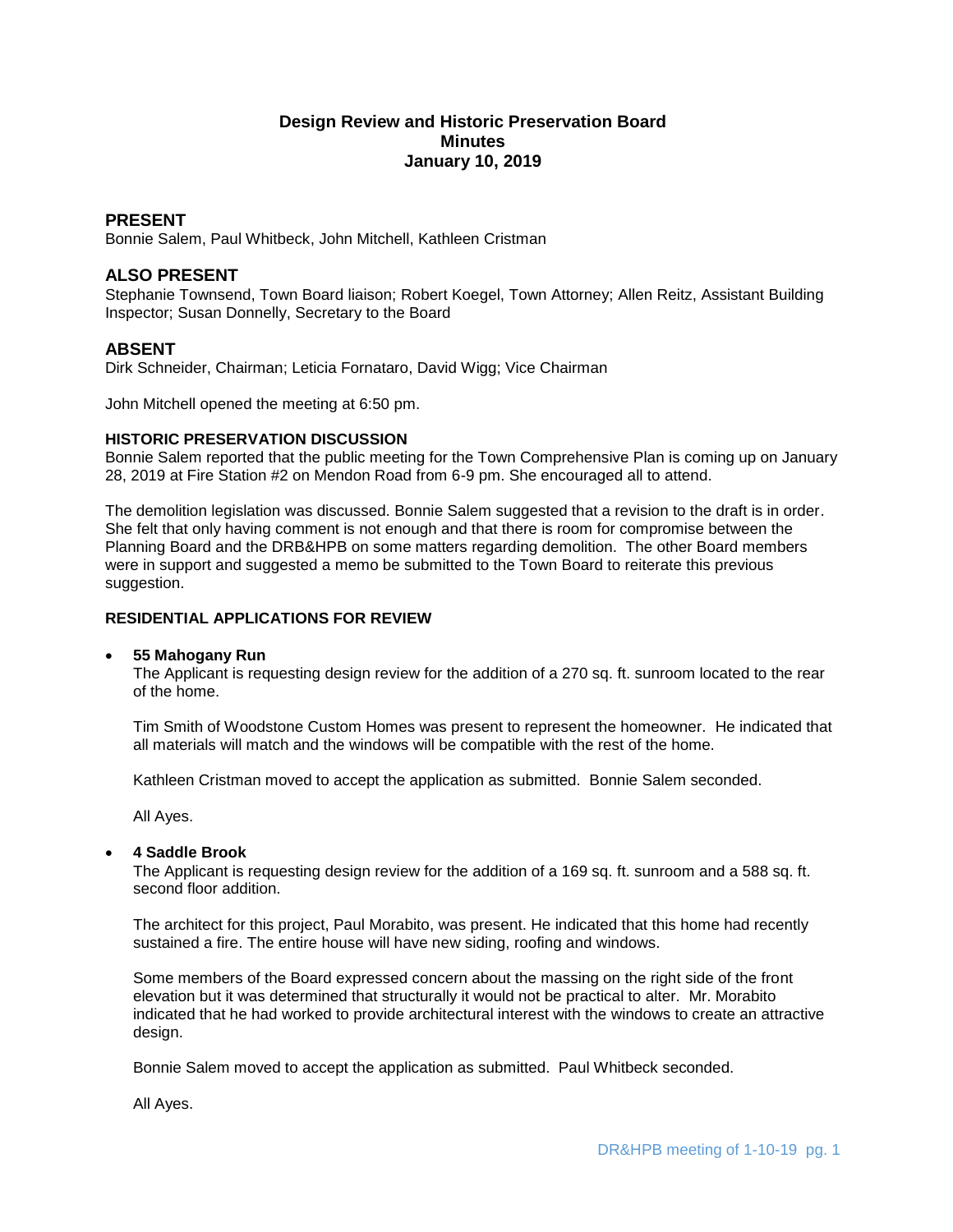# Design Review and Historic Preservation Board
# Minutes
# January 10, 2019

## PRESENT

Bonnie Salem, Paul Whitbeck, John Mitchell, Kathleen Cristman

## ALSO PRESENT

Stephanie Townsend, Town Board liaison; Robert Koegel, Town Attorney; Allen Reitz, Assistant Building Inspector; Susan Donnelly, Secretary to the Board

## ABSENT

Dirk Schneider, Chairman; Leticia Fornataro, David Wigg; Vice Chairman

John Mitchell opened the meeting at 6:50 pm.

### HISTORIC PRESERVATION DISCUSSION

Bonnie Salem reported that the public meeting for the Town Comprehensive Plan is coming up on January 28, 2019 at Fire Station #2 on Mendon Road from 6-9 pm. She encouraged all to attend.

The demolition legislation was discussed. Bonnie Salem suggested that a revision to the draft is in order. She felt that only having comment is not enough and that there is room for compromise between the Planning Board and the DRB&HPB on some matters regarding demolition. The other Board members were in support and suggested a memo be submitted to the Town Board to reiterate this previous suggestion.

### RESIDENTIAL APPLICATIONS FOR REVIEW

- **55 Mahogany Run**

  The Applicant is requesting design review for the addition of a 270 sq. ft. sunroom located to the rear of the home.

  Tim Smith of Woodstone Custom Homes was present to represent the homeowner. He indicated that all materials will match and the windows will be compatible with the rest of the home.

  Kathleen Cristman moved to accept the application as submitted. Bonnie Salem seconded.

  All Ayes.

- **4 Saddle Brook**

  The Applicant is requesting design review for the addition of a 169 sq. ft. sunroom and a 588 sq. ft. second floor addition.

  The architect for this project, Paul Morabito, was present. He indicated that this home had recently sustained a fire. The entire house will have new siding, roofing and windows.

  Some members of the Board expressed concern about the massing on the right side of the front elevation but it was determined that structurally it would not be practical to alter. Mr. Morabito indicated that he had worked to provide architectural interest with the windows to create an attractive design.

  Bonnie Salem moved to accept the application as submitted. Paul Whitbeck seconded.

  All Ayes.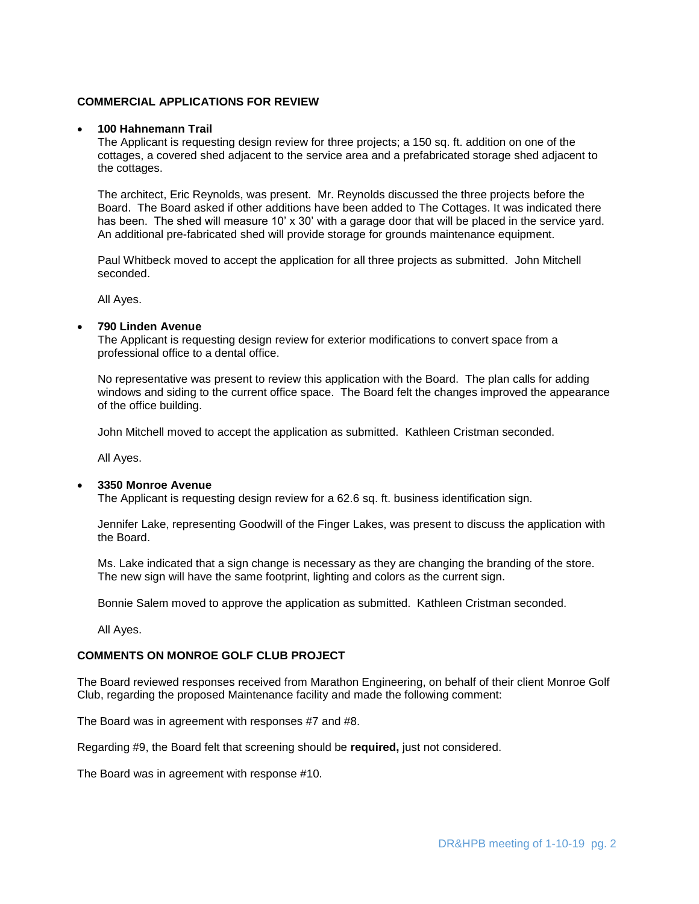## COMMERCIAL APPLICATIONS FOR REVIEW

- **100 Hahnemann Trail**
  The Applicant is requesting design review for three projects; a 150 sq. ft. addition on one of the cottages, a covered shed adjacent to the service area and a prefabricated storage shed adjacent to the cottages.

  The architect, Eric Reynolds, was present. Mr. Reynolds discussed the three projects before the Board. The Board asked if other additions have been added to The Cottages. It was indicated there has been. The shed will measure 10' x 30' with a garage door that will be placed in the service yard. An additional pre-fabricated shed will provide storage for grounds maintenance equipment.

  Paul Whitbeck moved to accept the application for all three projects as submitted. John Mitchell seconded.

  All Ayes.

- **790 Linden Avenue**
  The Applicant is requesting design review for exterior modifications to convert space from a professional office to a dental office.

  No representative was present to review this application with the Board. The plan calls for adding windows and siding to the current office space. The Board felt the changes improved the appearance of the office building.

  John Mitchell moved to accept the application as submitted. Kathleen Cristman seconded.

  All Ayes.

- **3350 Monroe Avenue**
  The Applicant is requesting design review for a 62.6 sq. ft. business identification sign.

  Jennifer Lake, representing Goodwill of the Finger Lakes, was present to discuss the application with the Board.

  Ms. Lake indicated that a sign change is necessary as they are changing the branding of the store. The new sign will have the same footprint, lighting and colors as the current sign.

  Bonnie Salem moved to approve the application as submitted. Kathleen Cristman seconded.

  All Ayes.

## COMMENTS ON MONROE GOLF CLUB PROJECT

The Board reviewed responses received from Marathon Engineering, on behalf of their client Monroe Golf Club, regarding the proposed Maintenance facility and made the following comment:

The Board was in agreement with responses #7 and #8.

Regarding #9, the Board felt that screening should be **required,** just not considered.

The Board was in agreement with response #10.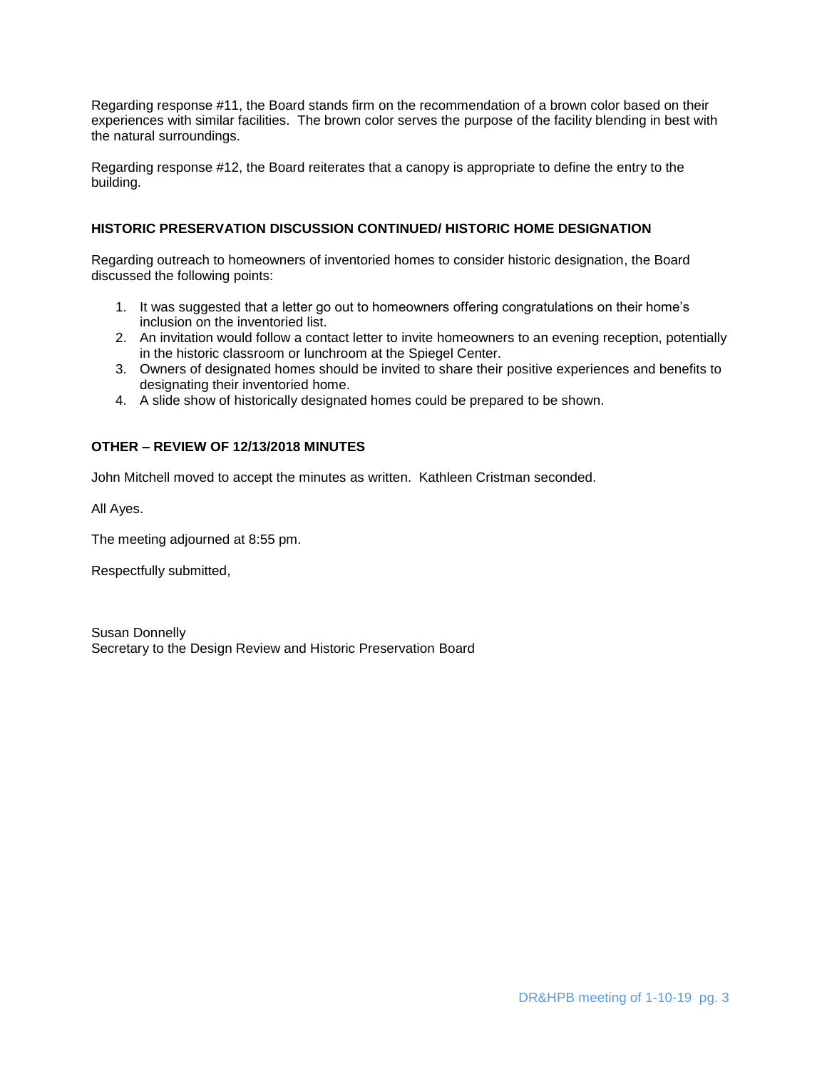Regarding response #11, the Board stands firm on the recommendation of a brown color based on their experiences with similar facilities. The brown color serves the purpose of the facility blending in best with the natural surroundings.

Regarding response #12, the Board reiterates that a canopy is appropriate to define the entry to the building.

**HISTORIC PRESERVATION DISCUSSION CONTINUED/ HISTORIC HOME DESIGNATION**

Regarding outreach to homeowners of inventoried homes to consider historic designation, the Board discussed the following points:

1. It was suggested that a letter go out to homeowners offering congratulations on their home's inclusion on the inventoried list.
2. An invitation would follow a contact letter to invite homeowners to an evening reception, potentially in the historic classroom or lunchroom at the Spiegel Center.
3. Owners of designated homes should be invited to share their positive experiences and benefits to designating their inventoried home.
4. A slide show of historically designated homes could be prepared to be shown.

**OTHER – REVIEW OF 12/13/2018 MINUTES**

John Mitchell moved to accept the minutes as written. Kathleen Cristman seconded.

All Ayes.

The meeting adjourned at 8:55 pm.

Respectfully submitted,

Susan Donnelly
Secretary to the Design Review and Historic Preservation Board